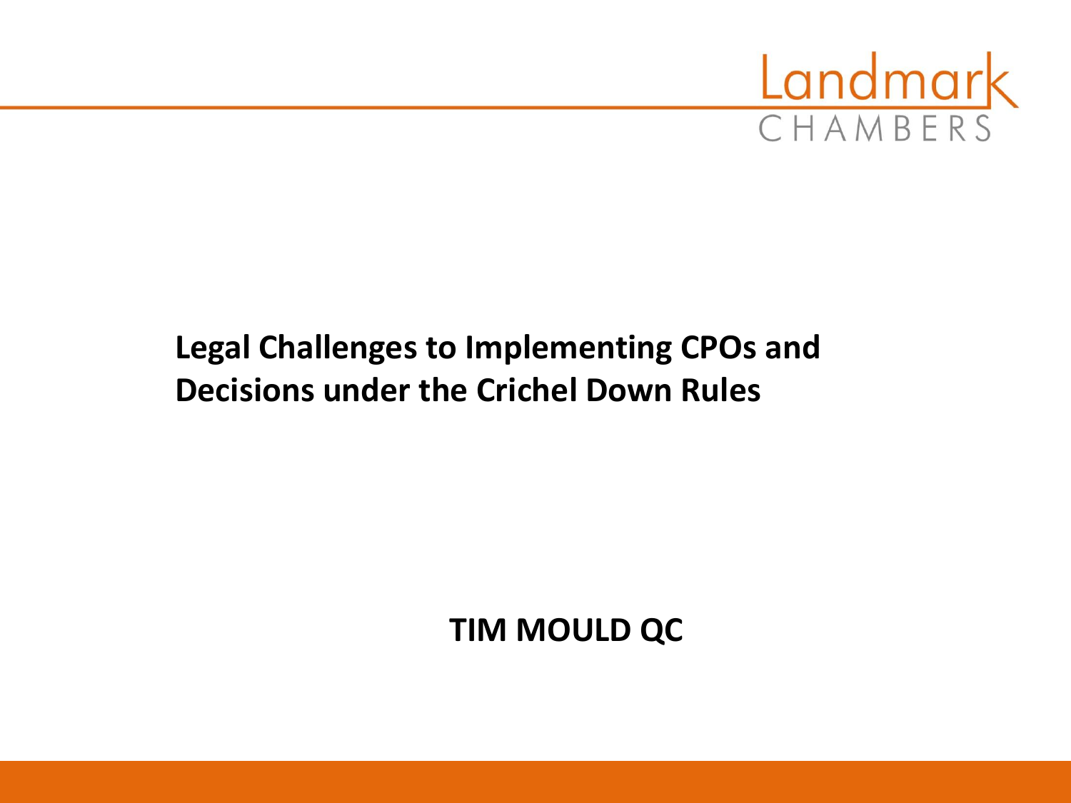Landmark CHAMBERS

# Legal Challenges to Implementing CPOs and Decisions under the Crichel Down Rules

**TIM MOULD QC**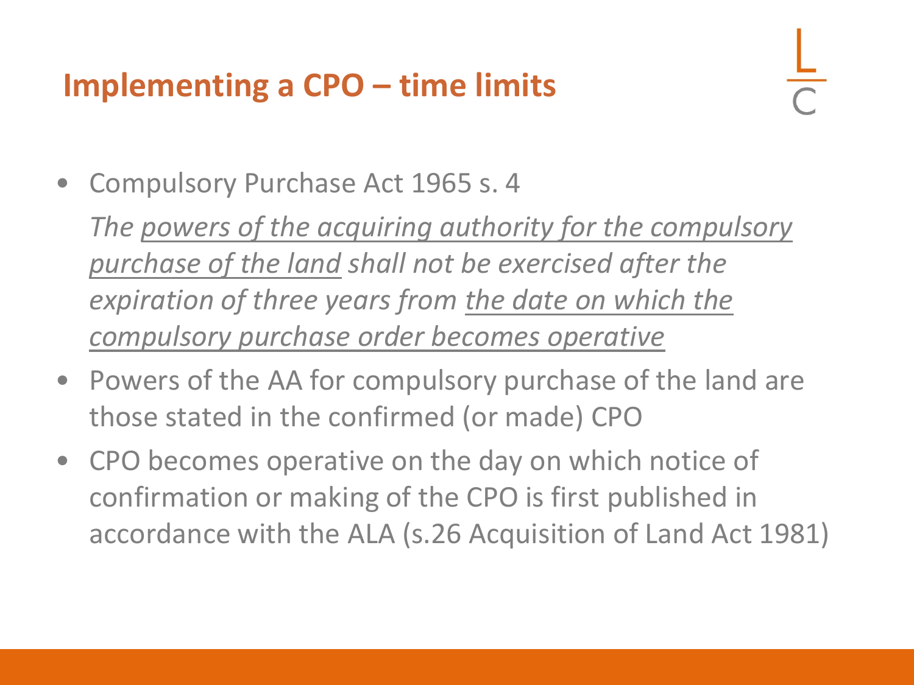## Implementing a CPO – time limits

- Compulsory Purchase Act 1965 s. 4

  *The <u>powers of the acquiring authority for the compulsory purchase of the land</u> shall not be exercised after the expiration of three years from <u>the date on which the compulsory purchase order becomes operative</u>*

- Powers of the AA for compulsory purchase of the land are those stated in the confirmed (or made) CPO
- CPO becomes operative on the day on which notice of confirmation or making of the CPO is first published in accordance with the ALA (s.26 Acquisition of Land Act 1981)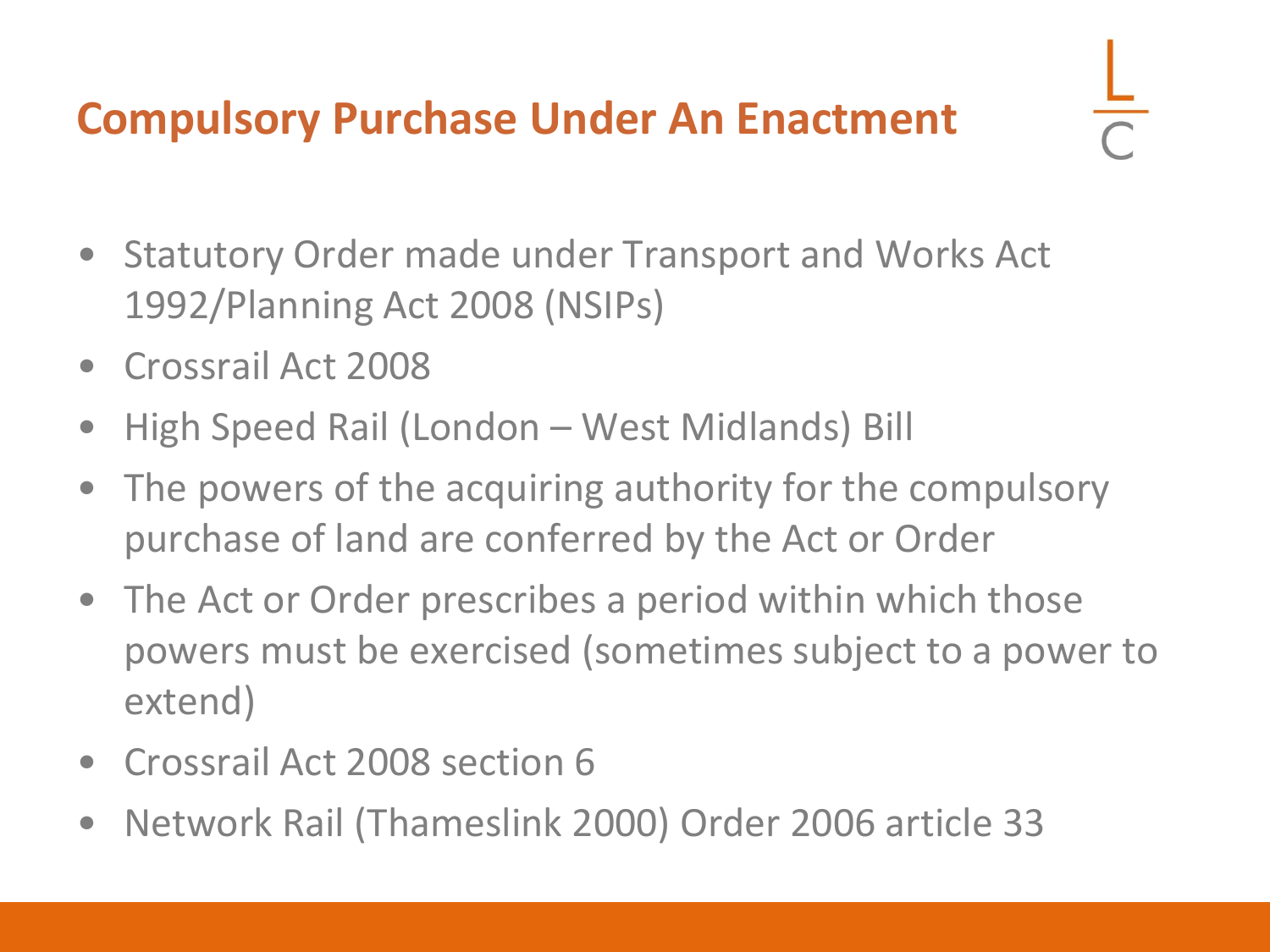# Compulsory Purchase Under An Enactment

- Statutory Order made under Transport and Works Act 1992/Planning Act 2008 (NSIPs)
- Crossrail Act 2008
- High Speed Rail (London – West Midlands) Bill
- The powers of the acquiring authority for the compulsory purchase of land are conferred by the Act or Order
- The Act or Order prescribes a period within which those powers must be exercised (sometimes subject to a power to extend)
- Crossrail Act 2008 section 6
- Network Rail (Thameslink 2000) Order 2006 article 33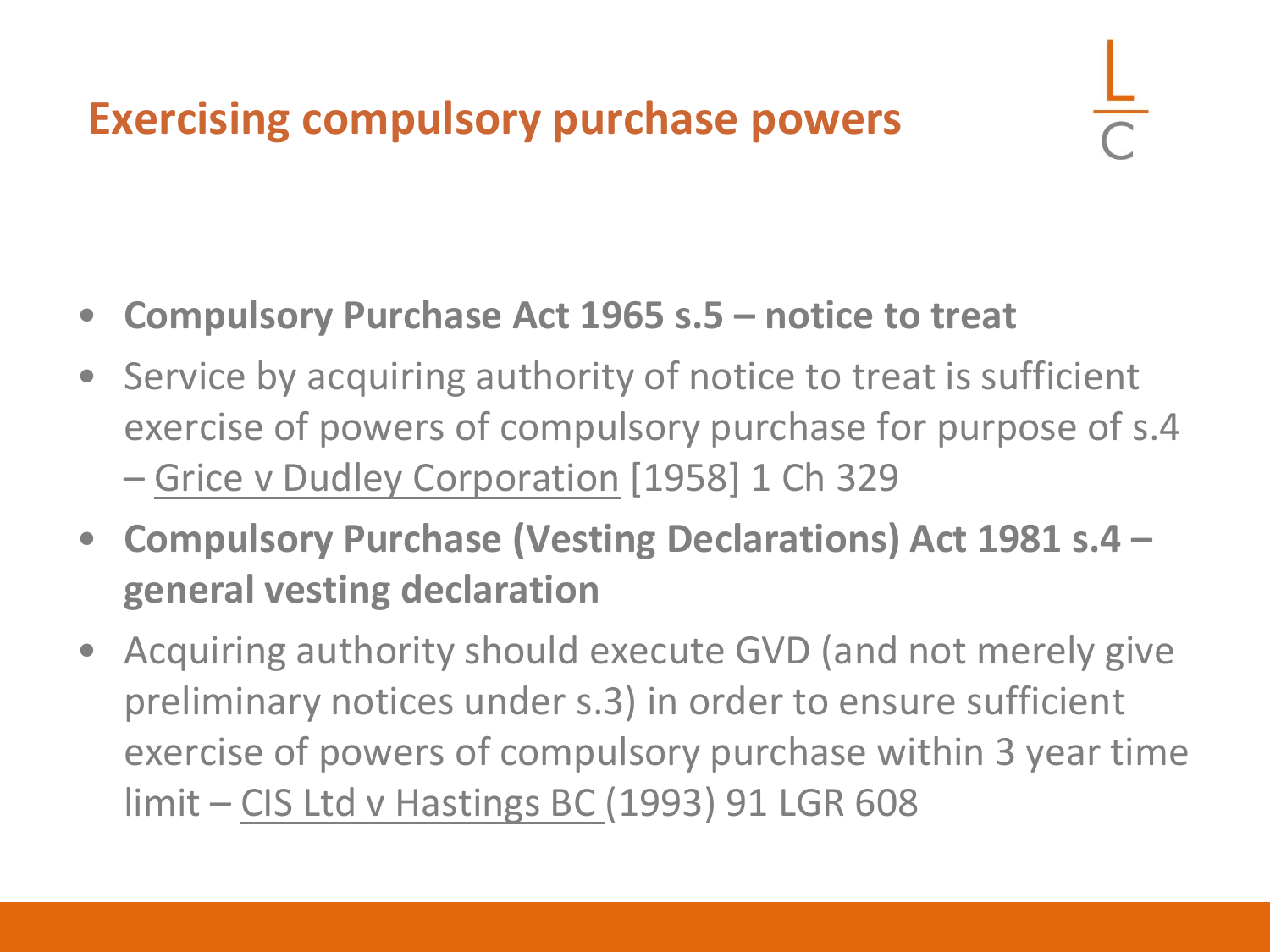# Exercising compulsory purchase powers

- **Compulsory Purchase Act 1965 s.5 – notice to treat**
- Service by acquiring authority of notice to treat is sufficient exercise of powers of compulsory purchase for purpose of s.4 – Grice v Dudley Corporation [1958] 1 Ch 329
- **Compulsory Purchase (Vesting Declarations) Act 1981 s.4 – general vesting declaration**
- Acquiring authority should execute GVD (and not merely give preliminary notices under s.3) in order to ensure sufficient exercise of powers of compulsory purchase within 3 year time limit – CIS Ltd v Hastings BC (1993) 91 LGR 608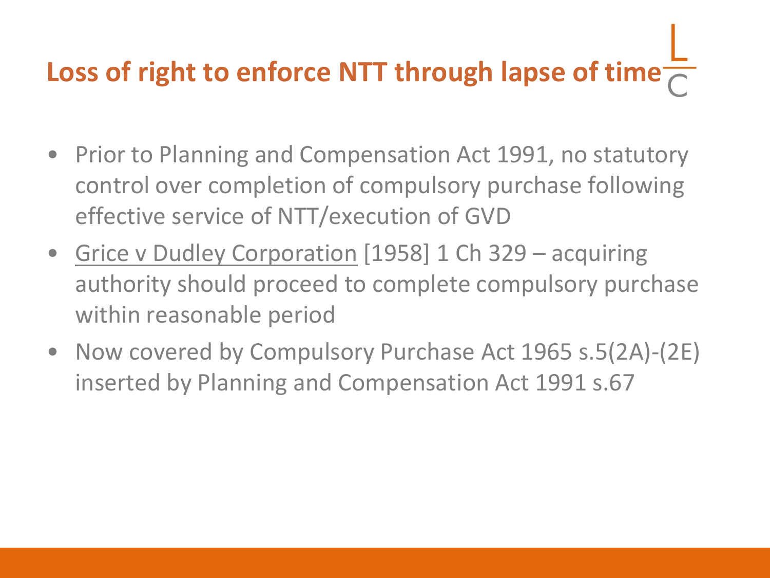# Loss of right to enforce NTT through lapse of time

- Prior to Planning and Compensation Act 1991, no statutory control over completion of compulsory purchase following effective service of NTT/execution of GVD
- Grice v Dudley Corporation [1958] 1 Ch 329 – acquiring authority should proceed to complete compulsory purchase within reasonable period
- Now covered by Compulsory Purchase Act 1965 s.5(2A)-(2E) inserted by Planning and Compensation Act 1991 s.67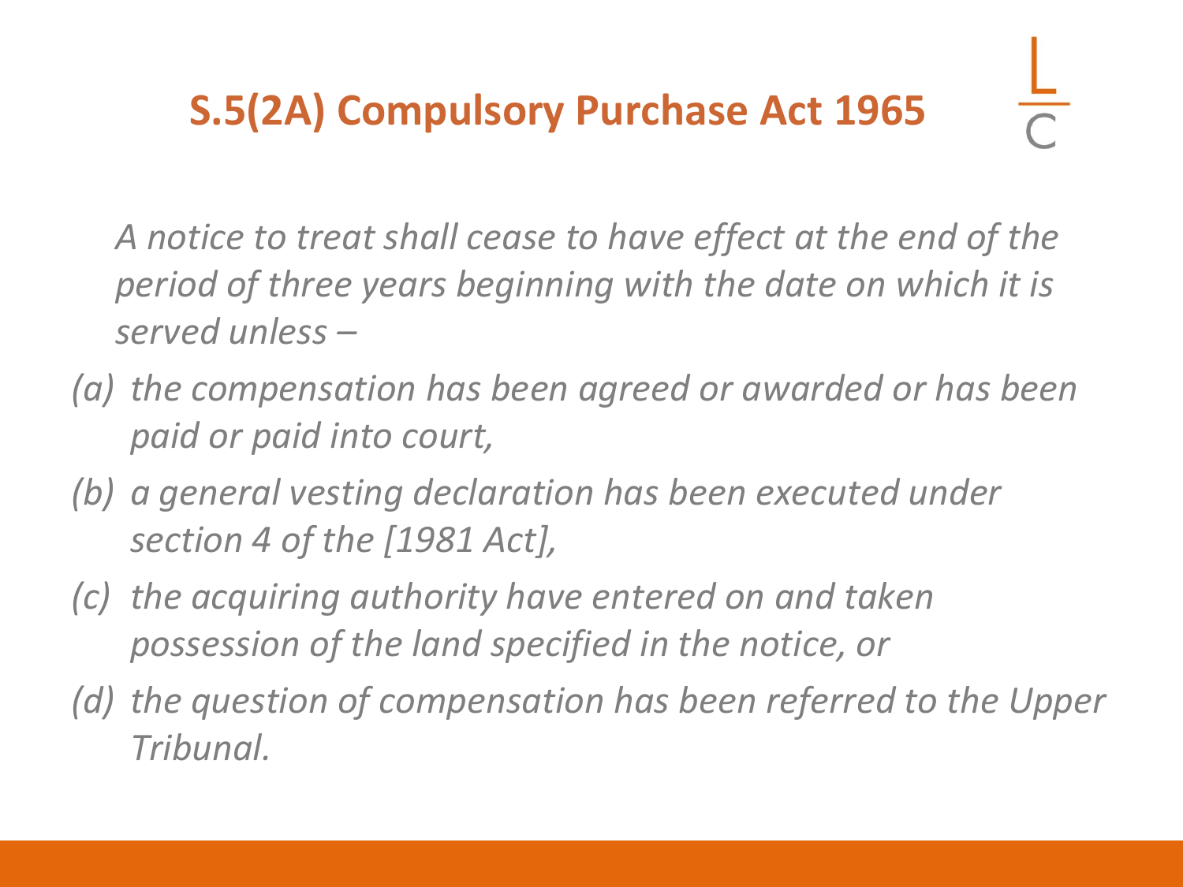## S.5(2A) Compulsory Purchase Act 1965

*A notice to treat shall cease to have effect at the end of the period of three years beginning with the date on which it is served unless –*

*(a) the compensation has been agreed or awarded or has been paid or paid into court,*

*(b) a general vesting declaration has been executed under section 4 of the [1981 Act],*

*(c) the acquiring authority have entered on and taken possession of the land specified in the notice, or*

*(d) the question of compensation has been referred to the Upper Tribunal.*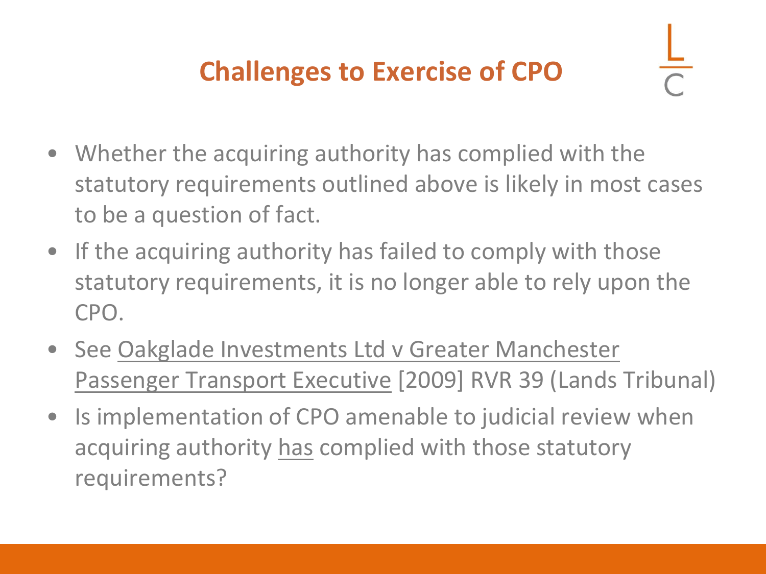## Challenges to Exercise of CPO

- Whether the acquiring authority has complied with the statutory requirements outlined above is likely in most cases to be a question of fact.
- If the acquiring authority has failed to comply with those statutory requirements, it is no longer able to rely upon the CPO.
- See <u>Oakglade Investments Ltd v Greater Manchester Passenger Transport Executive</u> [2009] RVR 39 (Lands Tribunal)
- Is implementation of CPO amenable to judicial review when acquiring authority <u>has</u> complied with those statutory requirements?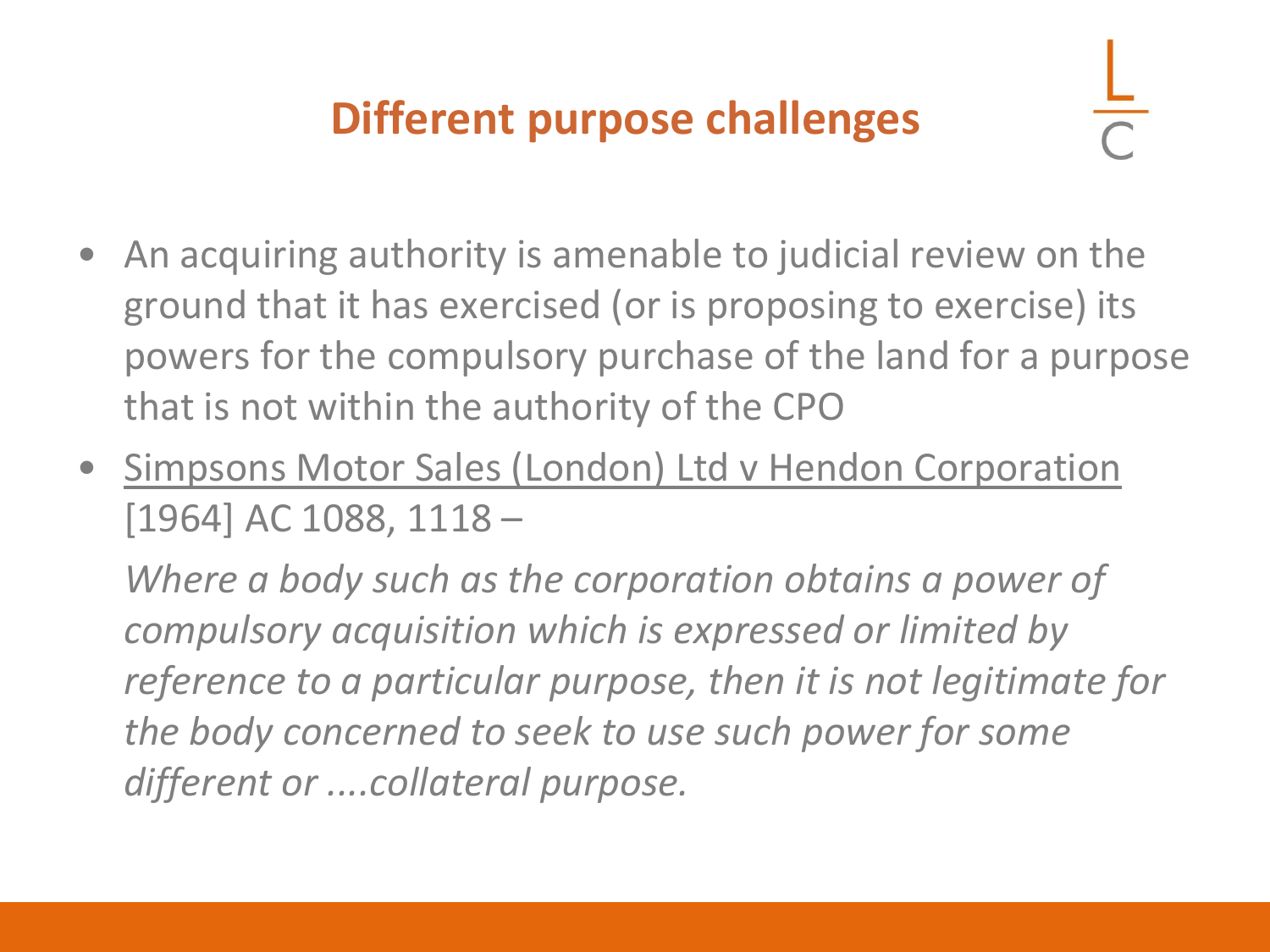## Different purpose challenges

- An acquiring authority is amenable to judicial review on the ground that it has exercised (or is proposing to exercise) its powers for the compulsory purchase of the land for a purpose that is not within the authority of the CPO
- Simpsons Motor Sales (London) Ltd v Hendon Corporation [1964] AC 1088, 1118 –

  *Where a body such as the corporation obtains a power of compulsory acquisition which is expressed or limited by reference to a particular purpose, then it is not legitimate for the body concerned to seek to use such power for some different or ....collateral purpose.*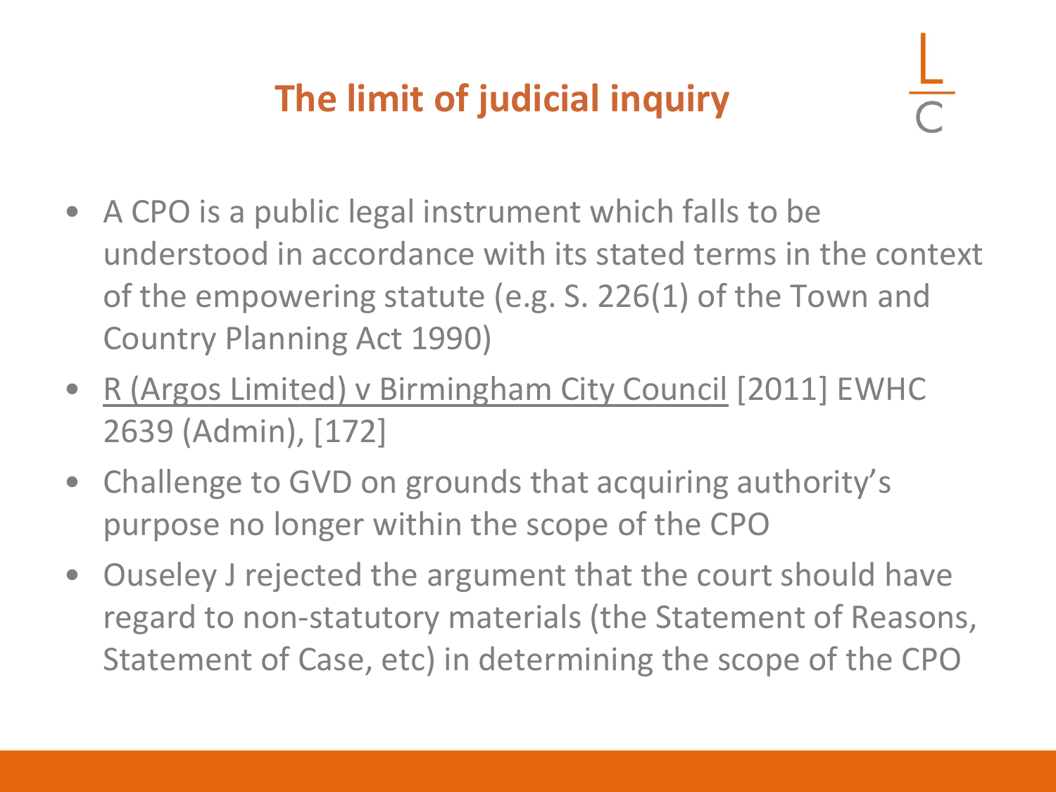# The limit of judicial inquiry

- A CPO is a public legal instrument which falls to be understood in accordance with its stated terms in the context of the empowering statute (e.g. S. 226(1) of the Town and Country Planning Act 1990)
- R (Argos Limited) v Birmingham City Council [2011] EWHC 2639 (Admin), [172]
- Challenge to GVD on grounds that acquiring authority's purpose no longer within the scope of the CPO
- Ouseley J rejected the argument that the court should have regard to non-statutory materials (the Statement of Reasons, Statement of Case, etc) in determining the scope of the CPO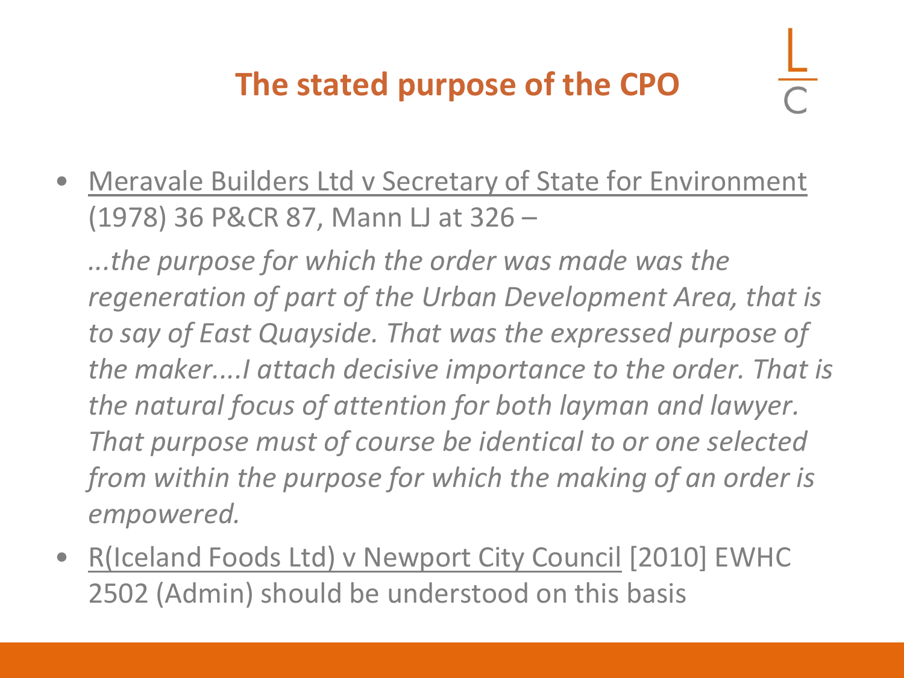# The stated purpose of the CPO

- Meravale Builders Ltd v Secretary of State for Environment (1978) 36 P&CR 87, Mann LJ at 326 –

  *...the purpose for which the order was made was the regeneration of part of the Urban Development Area, that is to say of East Quayside. That was the expressed purpose of the maker....I attach decisive importance to the order. That is the natural focus of attention for both layman and lawyer. That purpose must of course be identical to or one selected from within the purpose for which the making of an order is empowered.*

- R(Iceland Foods Ltd) v Newport City Council [2010] EWHC 2502 (Admin) should be understood on this basis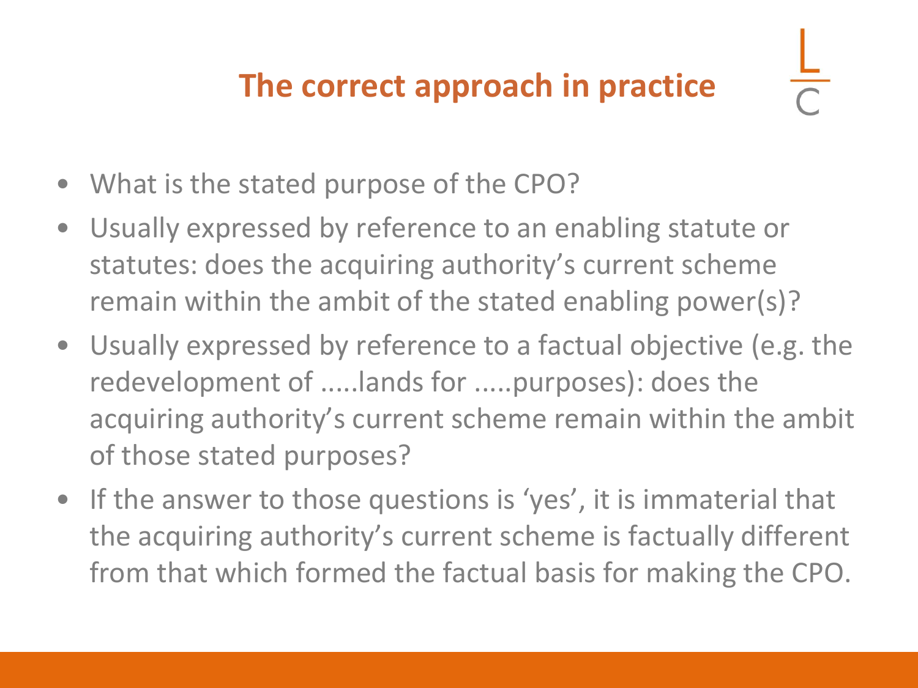# The correct approach in practice

- What is the stated purpose of the CPO?
- Usually expressed by reference to an enabling statute or statutes: does the acquiring authority's current scheme remain within the ambit of the stated enabling power(s)?
- Usually expressed by reference to a factual objective (e.g. the redevelopment of .....lands for .....purposes): does the acquiring authority's current scheme remain within the ambit of those stated purposes?
- If the answer to those questions is 'yes', it is immaterial that the acquiring authority's current scheme is factually different from that which formed the factual basis for making the CPO.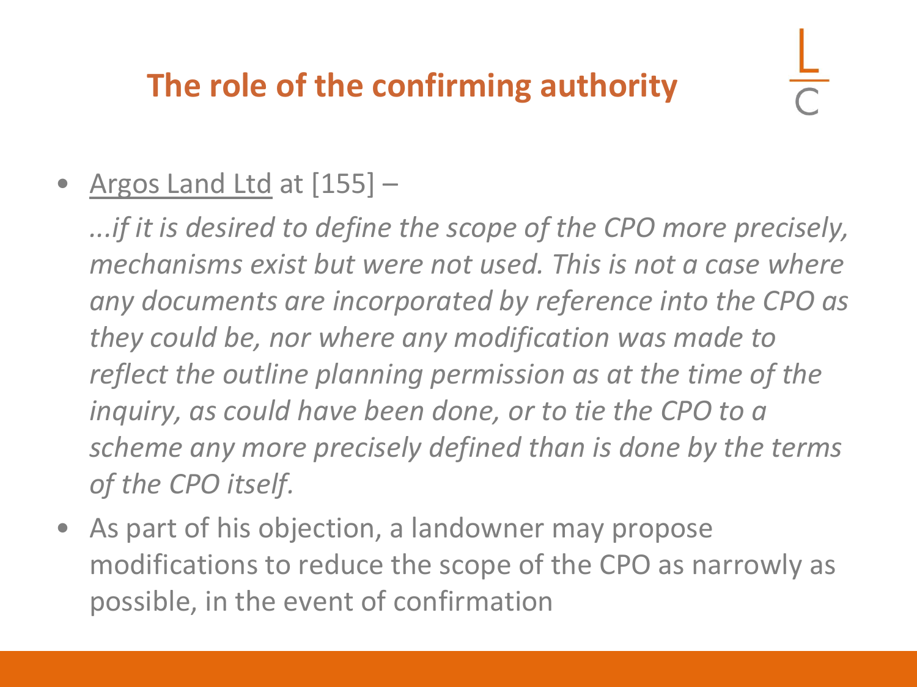## The role of the confirming authority

- Argos Land Ltd at [155] –

  *...if it is desired to define the scope of the CPO more precisely, mechanisms exist but were not used. This is not a case where any documents are incorporated by reference into the CPO as they could be, nor where any modification was made to reflect the outline planning permission as at the time of the inquiry, as could have been done, or to tie the CPO to a scheme any more precisely defined than is done by the terms of the CPO itself.*

- As part of his objection, a landowner may propose modifications to reduce the scope of the CPO as narrowly as possible, in the event of confirmation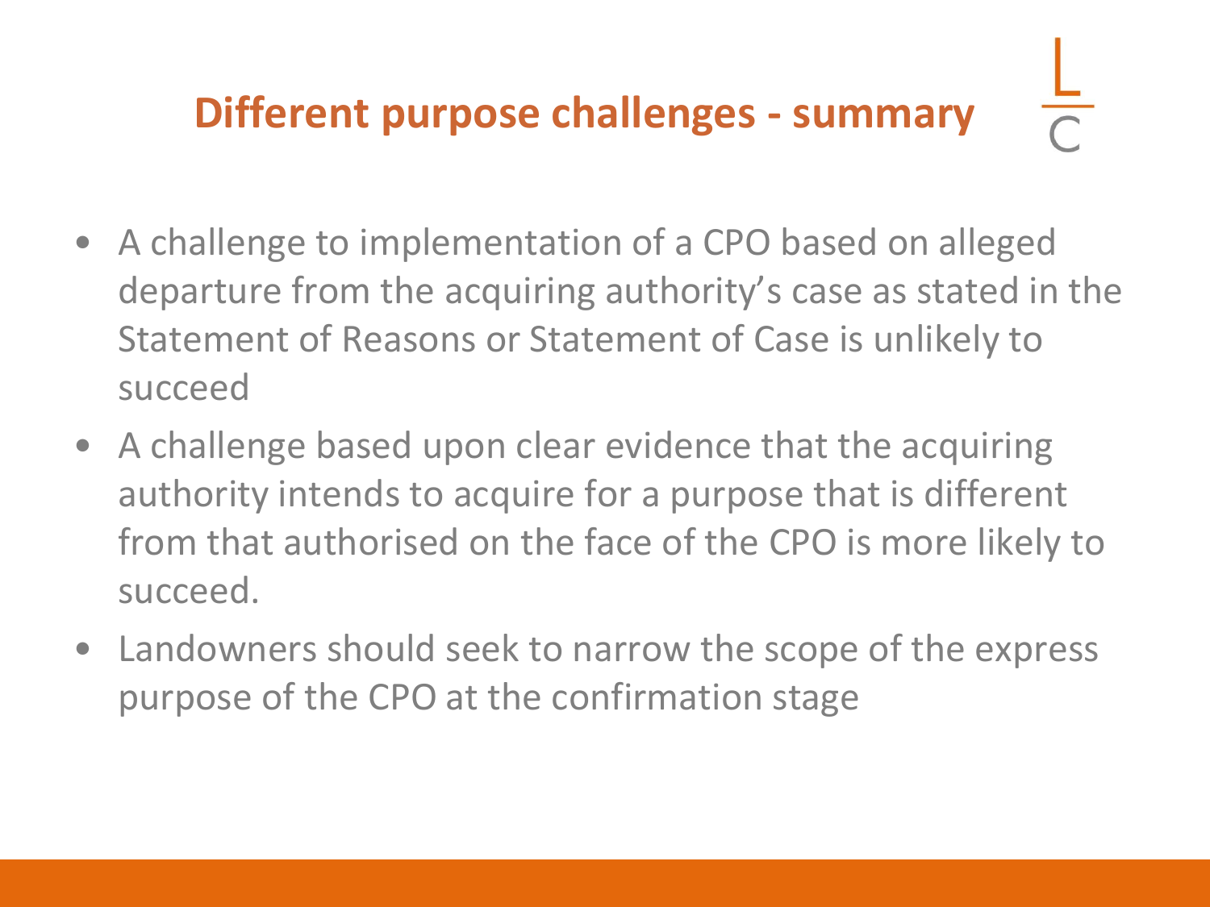## Different purpose challenges - summary

- A challenge to implementation of a CPO based on alleged departure from the acquiring authority's case as stated in the Statement of Reasons or Statement of Case is unlikely to succeed
- A challenge based upon clear evidence that the acquiring authority intends to acquire for a purpose that is different from that authorised on the face of the CPO is more likely to succeed.
- Landowners should seek to narrow the scope of the express purpose of the CPO at the confirmation stage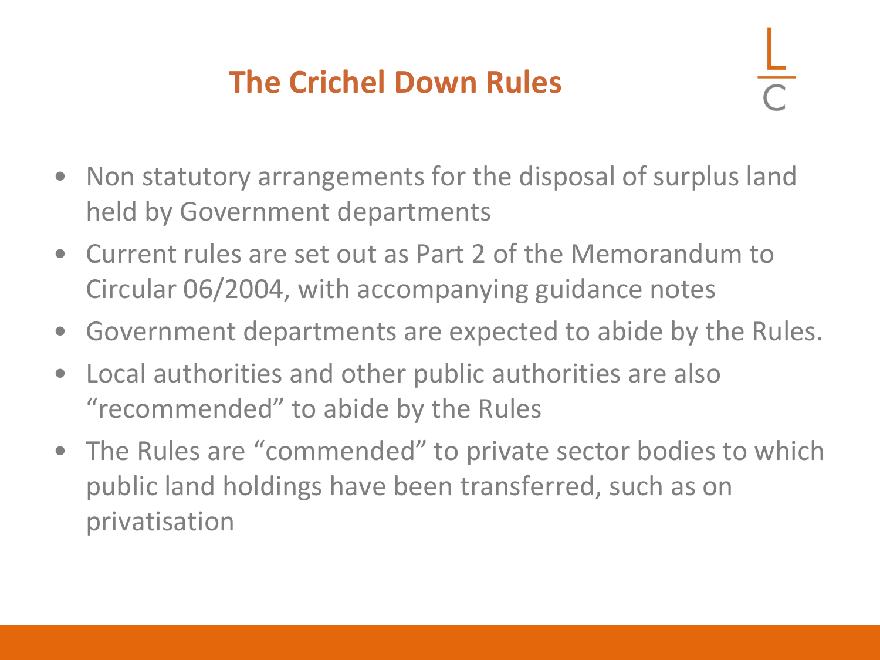# The Crichel Down Rules

- Non statutory arrangements for the disposal of surplus land held by Government departments
- Current rules are set out as Part 2 of the Memorandum to Circular 06/2004, with accompanying guidance notes
- Government departments are expected to abide by the Rules.
- Local authorities and other public authorities are also "recommended" to abide by the Rules
- The Rules are "commended" to private sector bodies to which public land holdings have been transferred, such as on privatisation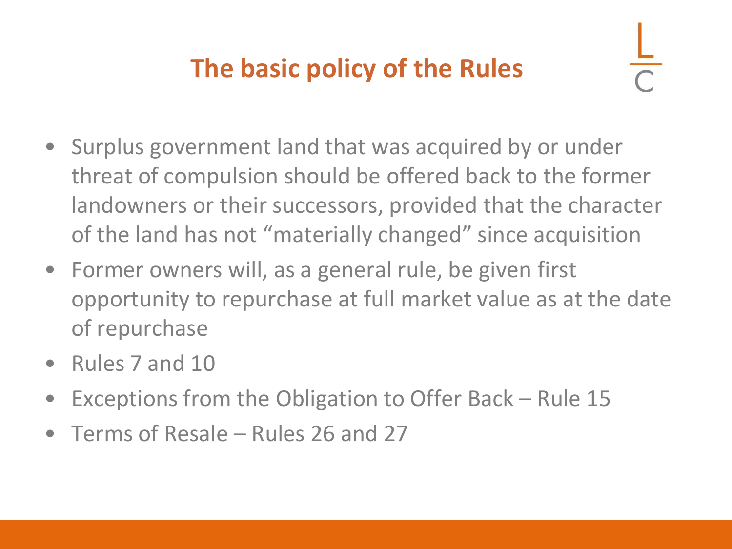# The basic policy of the Rules

- Surplus government land that was acquired by or under threat of compulsion should be offered back to the former landowners or their successors, provided that the character of the land has not "materially changed" since acquisition
- Former owners will, as a general rule, be given first opportunity to repurchase at full market value as at the date of repurchase
- Rules 7 and 10
- Exceptions from the Obligation to Offer Back – Rule 15
- Terms of Resale – Rules 26 and 27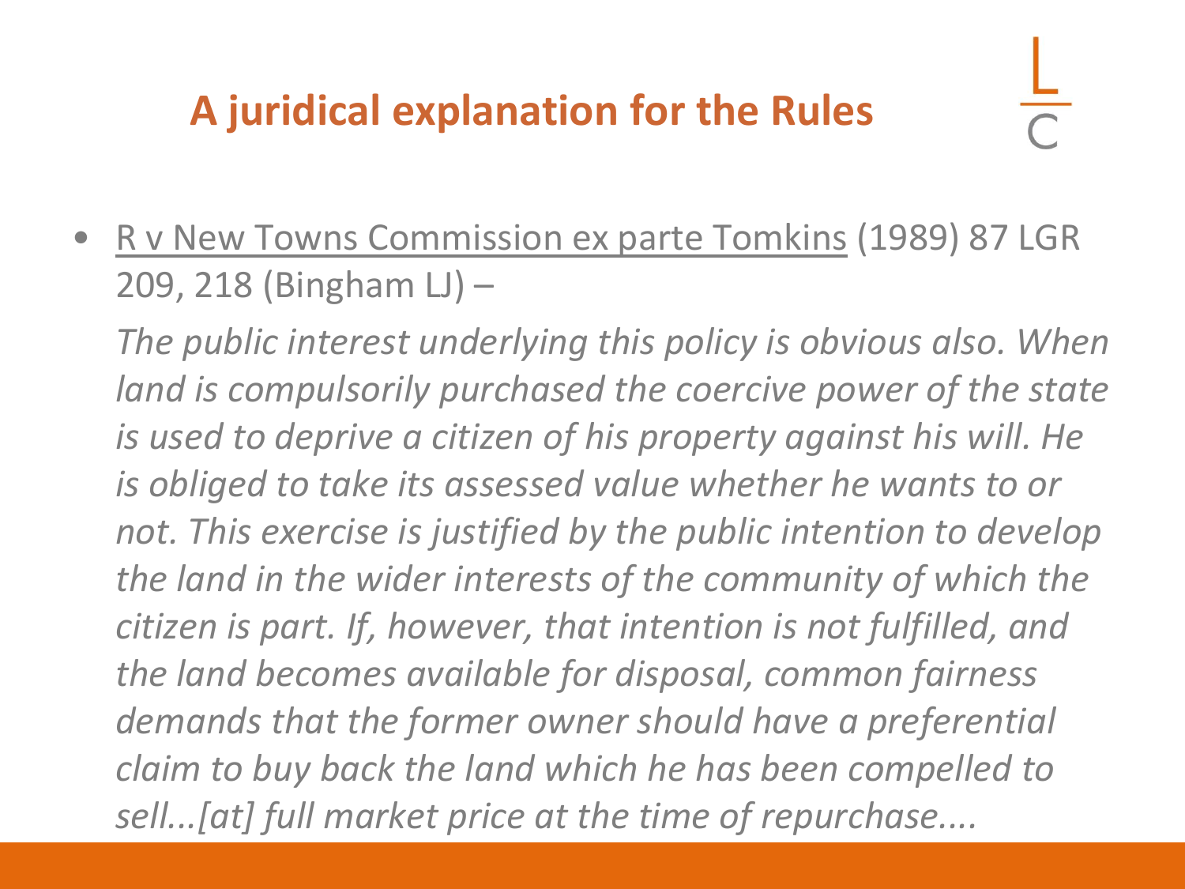# A juridical explanation for the Rules

- R v New Towns Commission ex parte Tomkins (1989) 87 LGR 209, 218 (Bingham LJ) –

  *The public interest underlying this policy is obvious also. When land is compulsorily purchased the coercive power of the state is used to deprive a citizen of his property against his will. He is obliged to take its assessed value whether he wants to or not. This exercise is justified by the public intention to develop the land in the wider interests of the community of which the citizen is part. If, however, that intention is not fulfilled, and the land becomes available for disposal, common fairness demands that the former owner should have a preferential claim to buy back the land which he has been compelled to sell...[at] full market price at the time of repurchase....*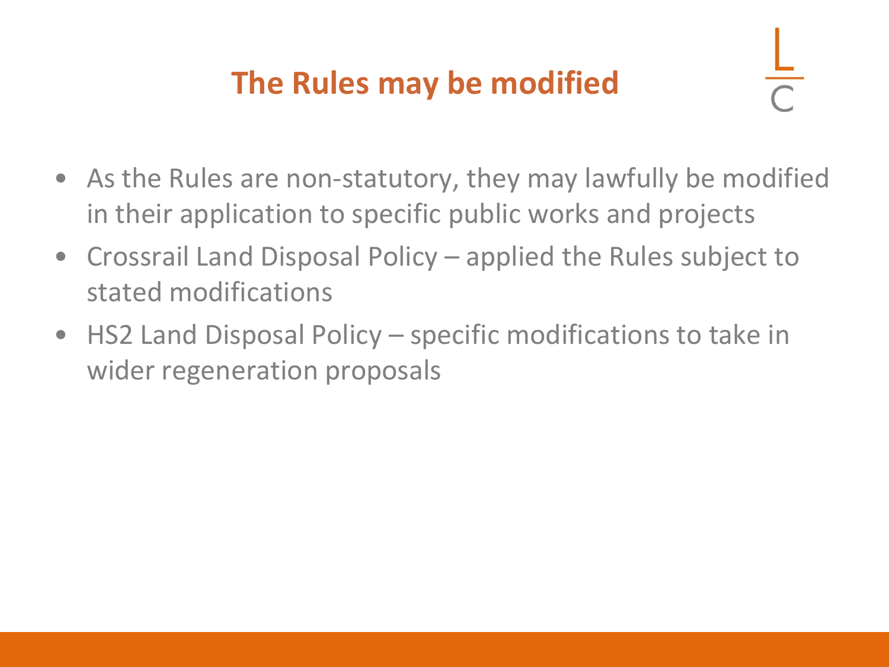# The Rules may be modified

- As the Rules are non-statutory, they may lawfully be modified in their application to specific public works and projects
- Crossrail Land Disposal Policy – applied the Rules subject to stated modifications
- HS2 Land Disposal Policy – specific modifications to take in wider regeneration proposals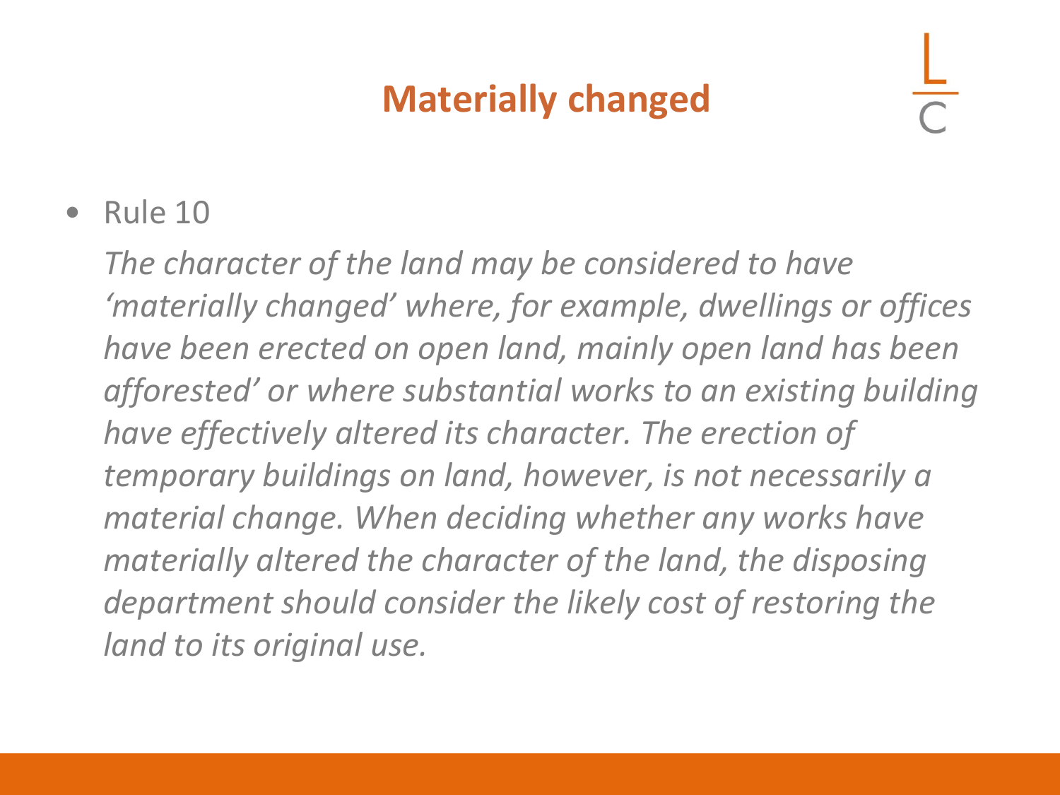# Materially changed

- Rule 10

  *The character of the land may be considered to have 'materially changed' where, for example, dwellings or offices have been erected on open land, mainly open land has been afforested' or where substantial works to an existing building have effectively altered its character. The erection of temporary buildings on land, however, is not necessarily a material change. When deciding whether any works have materially altered the character of the land, the disposing department should consider the likely cost of restoring the land to its original use.*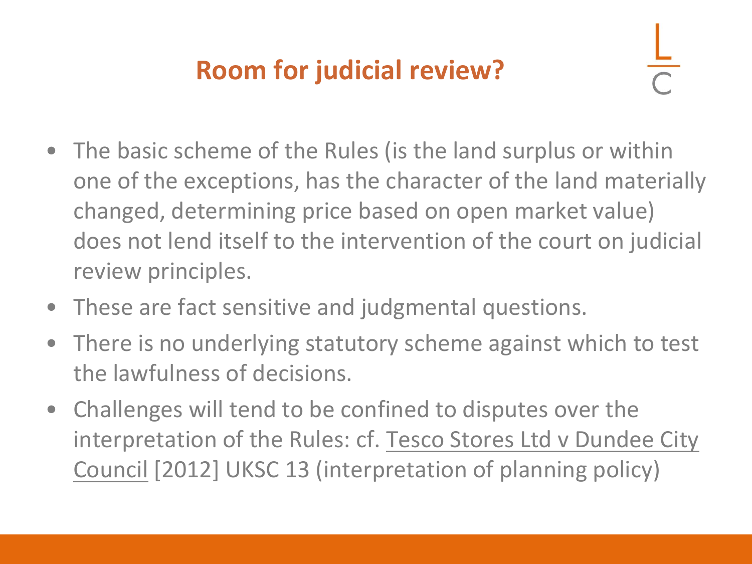# Room for judicial review?

- The basic scheme of the Rules (is the land surplus or within one of the exceptions, has the character of the land materially changed, determining price based on open market value) does not lend itself to the intervention of the court on judicial review principles.
- These are fact sensitive and judgmental questions.
- There is no underlying statutory scheme against which to test the lawfulness of decisions.
- Challenges will tend to be confined to disputes over the interpretation of the Rules: cf. Tesco Stores Ltd v Dundee City Council [2012] UKSC 13 (interpretation of planning policy)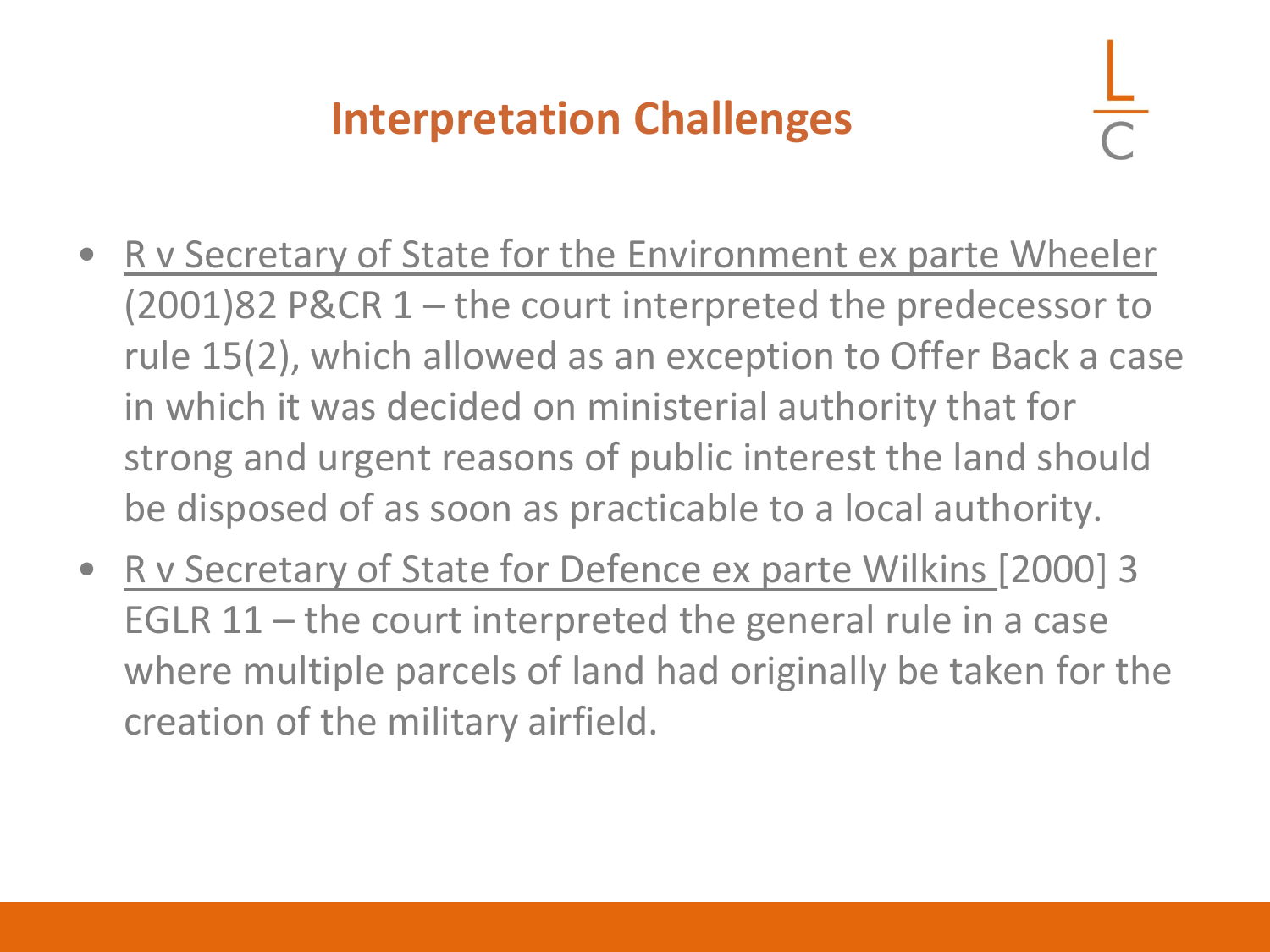# Interpretation Challenges

- R v Secretary of State for the Environment ex parte Wheeler (2001)82 P&CR 1 – the court interpreted the predecessor to rule 15(2), which allowed as an exception to Offer Back a case in which it was decided on ministerial authority that for strong and urgent reasons of public interest the land should be disposed of as soon as practicable to a local authority.
- R v Secretary of State for Defence ex parte Wilkins [2000] 3 EGLR 11 – the court interpreted the general rule in a case where multiple parcels of land had originally be taken for the creation of the military airfield.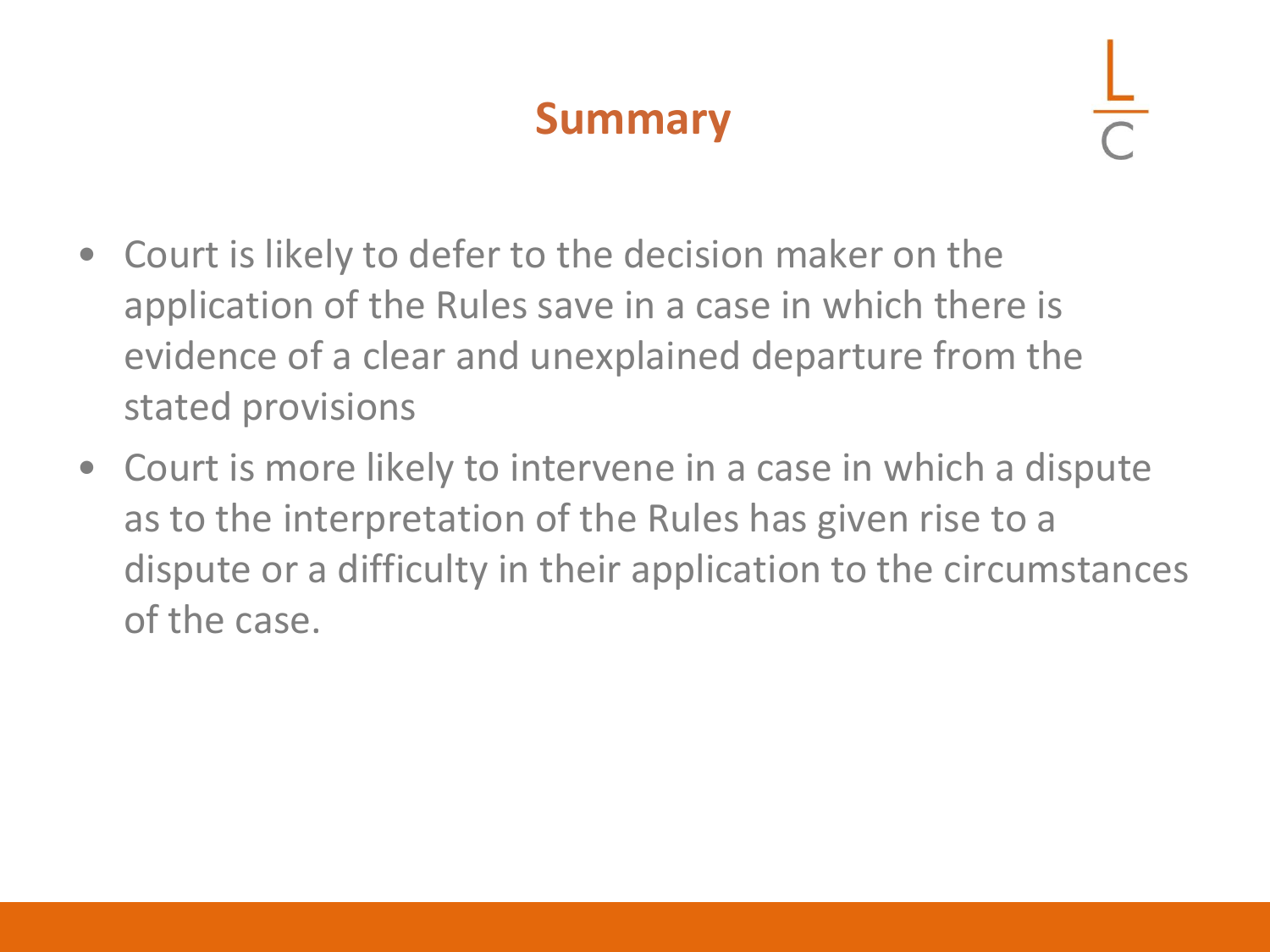# Summary

- Court is likely to defer to the decision maker on the application of the Rules save in a case in which there is evidence of a clear and unexplained departure from the stated provisions
- Court is more likely to intervene in a case in which a dispute as to the interpretation of the Rules has given rise to a dispute or a difficulty in their application to the circumstances of the case.